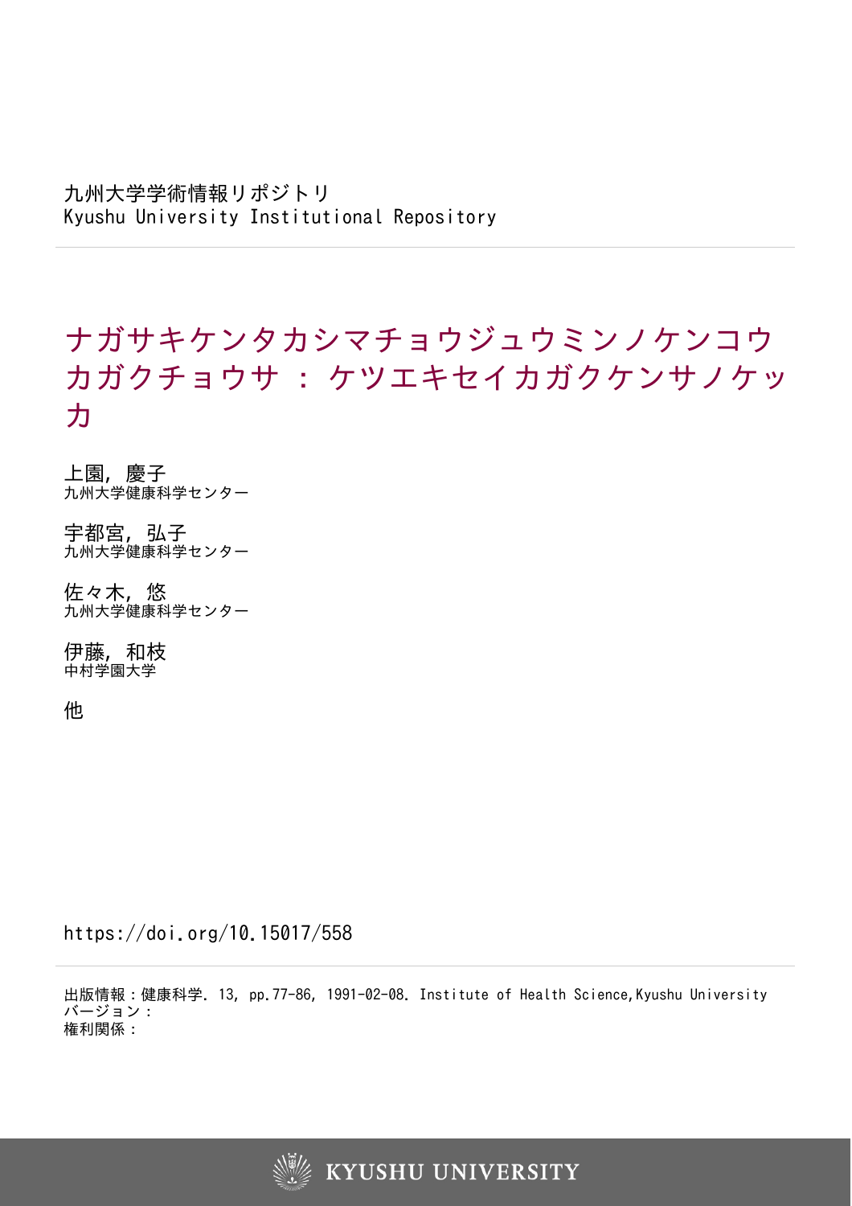九州大学学術情報リポジトリ
Kyushu University Institutional Repository

# ナガサキケンタカシマチョウジュウミンノケンコウカガクチョウサ : ケツエキセイカガクケンサノケッカ

上園, 慶子
九州大学健康科学センター

宇都宮, 弘子
九州大学健康科学センター

佐々木, 悠
九州大学健康科学センター

伊藤, 和枝
中村学園大学

他

https://doi.org/10.15017/558

出版情報：健康科学. 13, pp.77-86, 1991-02-08. Institute of Health Science,Kyushu University
バージョン：
権利関係：

KYUSHU UNIVERSITY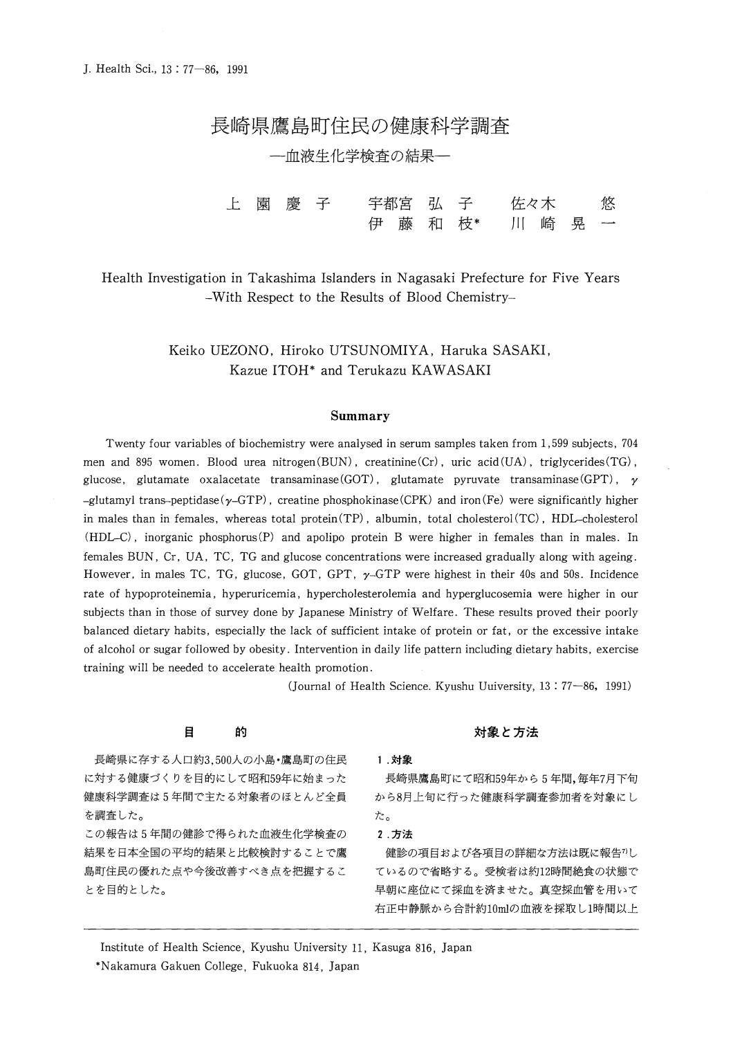# 長崎県鷹島町住民の健康科学調査

## —血液生化学検査の結果—

上　園　慶　子　　宇都宮　弘　子　　佐々木　　悠
伊　藤　和　枝*　　川　崎　晃　一

# Health Investigation in Takashima Islanders in Nagasaki Prefecture for Five Years –With Respect to the Results of Blood Chemistry–

Keiko UEZONO, Hiroko UTSUNOMIYA, Haruka SASAKI, Kazue ITOH* and Terukazu KAWASAKI

## Summary

Twenty four variables of biochemistry were analysed in serum samples taken from 1,599 subjects, 704 men and 895 women. Blood urea nitrogen(BUN), creatinine(Cr), uric acid(UA), triglycerides(TG), glucose, glutamate oxalacetate transaminase(GOT), glutamate pyruvate transaminase(GPT), $\gamma$-glutamyl trans-peptidase($\gamma$-GTP), creatine phosphokinase(CPK) and iron(Fe) were significantly higher in males than in females, whereas total protein(TP), albumin, total cholesterol(TC), HDL-cholesterol (HDL-C), inorganic phosphorus(P) and apolipo protein B were higher in females than in males. In females BUN, Cr, UA, TC, TG and glucose concentrations were increased gradually along with ageing. However, in males TC, TG, glucose, GOT, GPT, $\gamma$-GTP were highest in their 40s and 50s. Incidence rate of hypoproteinemia, hyperuricemia, hypercholesterolemia and hyperglucosemia were higher in our subjects than in those of survey done by Japanese Ministry of Welfare. These results proved their poorly balanced dietary habits, especially the lack of sufficient intake of protein or fat, or the excessive intake of alcohol or sugar followed by obesity. Intervention in daily life pattern including dietary habits, exercise training will be needed to accelerate health promotion.

(Journal of Health Science. Kyushu Uuiversity, 13 : 77—86, 1991)

## 目　　的

長崎県に存する人口約3,500人の小島・鷹島町の住民に対する健康づくりを目的にして昭和59年に始まった健康科学調査は5年間で主たる対象者のほとんど全員を調査した。

この報告は5年間の健診で得られた血液生化学検査の結果を日本全国の平均的結果と比較検討することで鷹島町住民の優れた点や今後改善すべき点を把握することを目的とした。

## 対象と方法

**1.対象**

長崎県鷹島町にて昭和59年から5年間,毎年7月下旬から8月上旬に行った健康科学調査参加者を対象にした。

**2.方法**

健診の項目および各項目の詳細な方法は既に報告[7]しているので省略する。受検者は約12時間絶食の状態で早朝に座位にて採血を済ませた。真空採血管を用いて右正中静脈から合計約10mlの血液を採取し1時間以上

Institute of Health Science, Kyushu University 11, Kasuga 816, Japan
*Nakamura Gakuen College, Fukuoka 814, Japan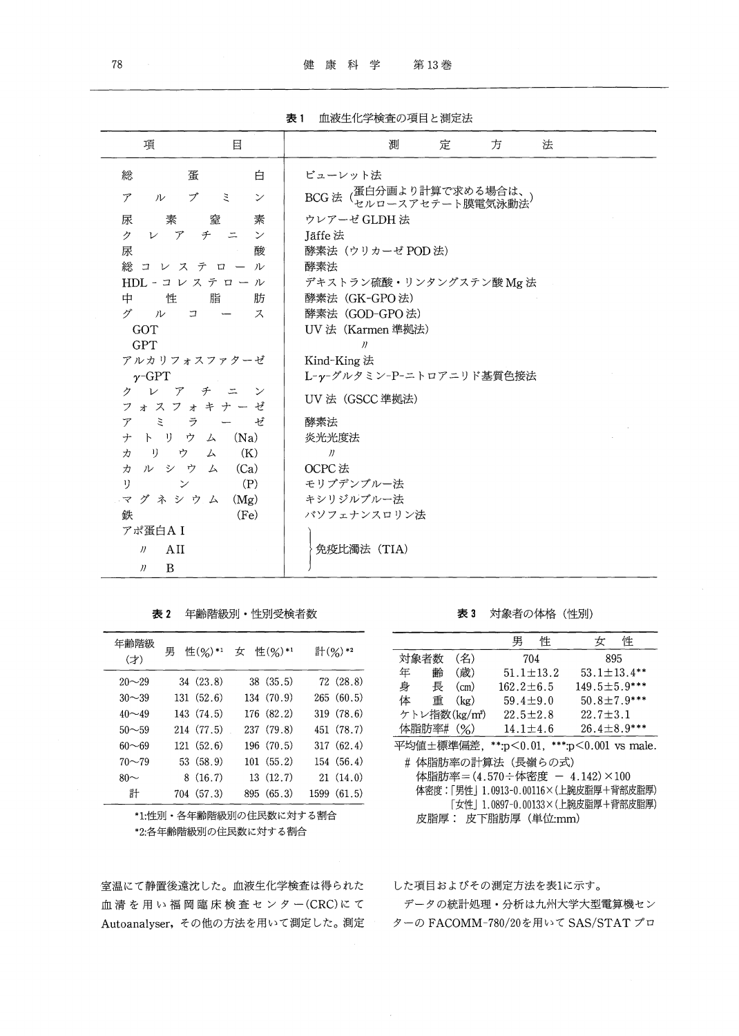**表1** 血液生化学検査の項目と測定法

| 項目 | 測定方法 |
|---|---|
| 総蛋白 | ビューレット法 |
| アルブミン | BCG法（蛋白分画より計算で求める場合は、セルロースアセテート膜電気泳動法） |
| 尿素窒素 | ウレアーゼGLDH法 |
| クレアチニン | Jäffe法 |
| 尿酸 | 酵素法（ウリカーゼPOD法） |
| 総コレステロール | 酵素法 |
| HDL-コレステロール | デキストラン硫酸・リンタングステン酸Mg法 |
| 中性脂肪 | 酵素法（GK-GPO法） |
| グルコース | 酵素法（GOD-GPO法） |
| GOT | UV法（Karmen準拠法） |
| GPT | 〃 |
| アルカリフォスファターゼ | Kind-King法 |
| γ-GPT | L-γ-グルタミン-P-ニトロアニリド基質色接法 |
| クレアチニンフォスフォキナーゼ | UV法（GSCC準拠法） |
| アミラーゼ | 酵素法 |
| ナトリウム (Na) | 炎光光度法 |
| カリウム (K) | 〃 |
| カルシウム (Ca) | OCPC法 |
| リン (P) | モリブデンブルー法 |
| マグネシウム (Mg) | キシリジルブルー法 |
| 鉄 (Fe) | バソフェナンスロリン法 |
| アポ蛋白A I | 免疫比濁法（TIA） |
| 〃 A II | 免疫比濁法（TIA） |
| 〃 B | 免疫比濁法（TIA） |

**表2** 年齢階級別・性別受検者数

| 年齢階級（才） | 男性(%)*1 | 女性(%)*1 | 計(%)*2 |
|---|---|---|---|
| 20～29 | 34 (23.8) | 38 (35.5) | 72 (28.8) |
| 30～39 | 131 (52.6) | 134 (70.9) | 265 (60.5) |
| 40～49 | 143 (74.5) | 176 (82.2) | 319 (78.6) |
| 50～59 | 214 (77.5) | 237 (79.8) | 451 (78.7) |
| 60～69 | 121 (52.6) | 196 (70.5) | 317 (62.4) |
| 70～79 | 53 (58.9) | 101 (55.2) | 154 (56.4) |
| 80～ | 8 (16.7) | 13 (12.7) | 21 (14.0) |
| 計 | 704 (57.3) | 895 (65.3) | 1599 (61.5) |

*1:性別・各年齢階級別の住民数に対する割合
*2:各年齢階級別の住民数に対する割合

**表3** 対象者の体格（性別）

| | 男性 | 女性 |
|---|---|---|
| 対象者数（名） | 704 | 895 |
| 年齢（歳） | 51.1±13.2 | 53.1±13.4** |
| 身長（cm） | 162.2±6.5 | 149.5±5.9*** |
| 体重（kg） | 59.4±9.0 | 50.8±7.9*** |
| ケトレ指数(kg/m²) | 22.5±2.8 | 22.7±3.1 |
| 体脂肪率#（%） | 14.1±4.6 | 26.4±8.9*** |

平均値±標準偏差，**:$p<0.01$，***:$p<0.001$ vs male.

\# 体脂肪率の計算法（長嶺らの式）
体脂肪率＝(4.570÷体密度 － 4.142)×100
体密度：「男性」1.0913-0.00116×(上腕皮脂厚＋背部皮脂厚)
「女性」1.0897-0.00133×(上腕皮脂厚＋背部皮脂厚)
皮脂厚： 皮下脂肪厚（単位:mm）

室温にて静置後遠沈した。血液生化学検査は得られた血清を用い福岡臨床検査センター(CRC)にてAutoanalyser，その他の方法を用いて測定した。測定した項目およびその測定方法を表1に示す。

データの統計処理・分析は九州大学大型電算機センターのFACOMM-780/20を用いてSAS/STATプロ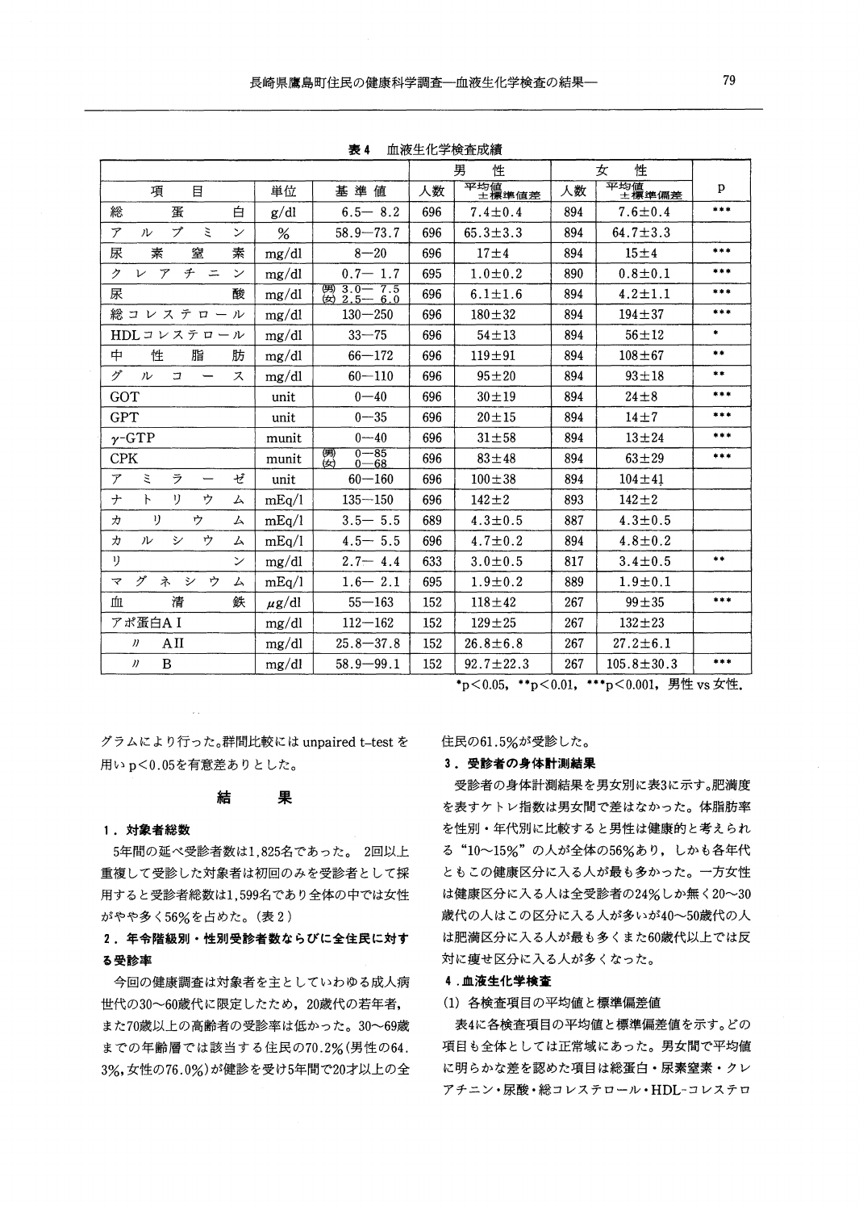表4　血液生化学検査成績

| 項目 | 単位 | 基準値 | 男性 人数 | 男性 平均値±標準値差 | 女性 人数 | 女性 平均値±標準偏差 | p |
|---|---|---|---|---|---|---|---|
| 総蛋白 | g/dl | 6.5— 8.2 | 696 | 7.4±0.4 | 894 | 7.6±0.4 | *** |
| アルブミン | % | 58.9—73.7 | 696 | 65.3±3.3 | 894 | 64.7±3.3 | |
| 尿素窒素 | mg/dl | 8—20 | 696 | 17±4 | 894 | 15±4 | *** |
| クレアチニン | mg/dl | 0.7— 1.7 | 695 | 1.0±0.2 | 890 | 0.8±0.1 | *** |
| 尿酸 | mg/dl | (男) 3.0— 7.5 (女) 2.5— 6.0 | 696 | 6.1±1.6 | 894 | 4.2±1.1 | *** |
| 総コレステロール | mg/dl | 130—250 | 696 | 180±32 | 894 | 194±37 | *** |
| HDLコレステロール | mg/dl | 33—75 | 696 | 54±13 | 894 | 56±12 | * |
| 中性脂肪 | mg/dl | 66—172 | 696 | 119±91 | 894 | 108±67 | ** |
| グルコース | mg/dl | 60—110 | 696 | 95±20 | 894 | 93±18 | ** |
| GOT | unit | 0—40 | 696 | 30±19 | 894 | 24±8 | *** |
| GPT | unit | 0—35 | 696 | 20±15 | 894 | 14±7 | *** |
| γ-GTP | munit | 0—40 | 696 | 31±58 | 894 | 13±24 | *** |
| CPK | munit | (男) 0—85 (女) 0—68 | 696 | 83±48 | 894 | 63±29 | *** |
| アミラーゼ | unit | 60—160 | 696 | 100±38 | 894 | 104±41 | |
| ナトリウム | mEq/l | 135—150 | 696 | 142±2 | 893 | 142±2 | |
| カリウム | mEq/l | 3.5— 5.5 | 689 | 4.3±0.5 | 887 | 4.3±0.5 | |
| カルシウム | mEq/l | 4.5— 5.5 | 696 | 4.7±0.2 | 894 | 4.8±0.2 | |
| リン | mg/dl | 2.7— 4.4 | 633 | 3.0±0.5 | 817 | 3.4±0.5 | ** |
| マグネシウム | mEq/l | 1.6— 2.1 | 695 | 1.9±0.2 | 889 | 1.9±0.1 | |
| 血清鉄 | μg/dl | 55—163 | 152 | 118±42 | 267 | 99±35 | *** |
| アポ蛋白A I | mg/dl | 112—162 | 152 | 129±25 | 267 | 132±23 | |
| 〃 A II | mg/dl | 25.8—37.8 | 152 | 26.8±6.8 | 267 | 27.2±6.1 | |
| 〃 B | mg/dl | 58.9—99.1 | 152 | 92.7±22.3 | 267 | 105.8±30.3 | *** |

*$p<0.05$, **$p<0.01$, ***$p<0.001$, 男性 vs 女性.

グラムにより行った。群間比較には unpaired t-test を用い $p<0.05$ を有意差ありとした。

## 結果

### 1．対象者総数

5年間の延べ受診者数は1,825名であった。2回以上重複して受診した対象者は初回のみを受診者として採用すると受診者総数は1,599名であり全体の中では女性がやや多く56%を占めた。(表2)

### 2．年令階級別・性別受診者数ならびに全住民に対する受診率

今回の健康調査は対象者を主としていわゆる成人病世代の30～60歳代に限定したため，20歳代の若年者，また70歳以上の高齢者の受診率は低かった。30～69歳までの年齢層では該当する住民の70.2%(男性の64.3%,女性の76.0%)が健診を受け5年間で20才以上の全住民の61.5%が受診した。

### 3．受診者の身体計測結果

受診者の身体計測結果を男女別に表3に示す。肥満度を表すケトレ指数は男女間で差はなかった。体脂肪率を性別・年代別に比較すると男性は健康的と考えられる"10～15%"の人が全体の56%あり，しかも各年代ともこの健康区分に入る人が最も多かった。一方女性は健康区分に入る人は全受診者の24%しか無く20～30歳代の人はこの区分に入る人が多いが40～50歳代の人は肥満区分に入る人が最も多くまた60歳代以上では反対に痩せ区分に入る人が多くなった。

### 4．血液生化学検査

(1) 各検査項目の平均値と標準偏差値

表4に各検査項目の平均値と標準偏差値を示す。どの項目も全体としては正常域にあった。男女間で平均値に明らかな差を認めた項目は総蛋白・尿素窒素・クレアチニン・尿酸・総コレステロール・HDL-コレステロ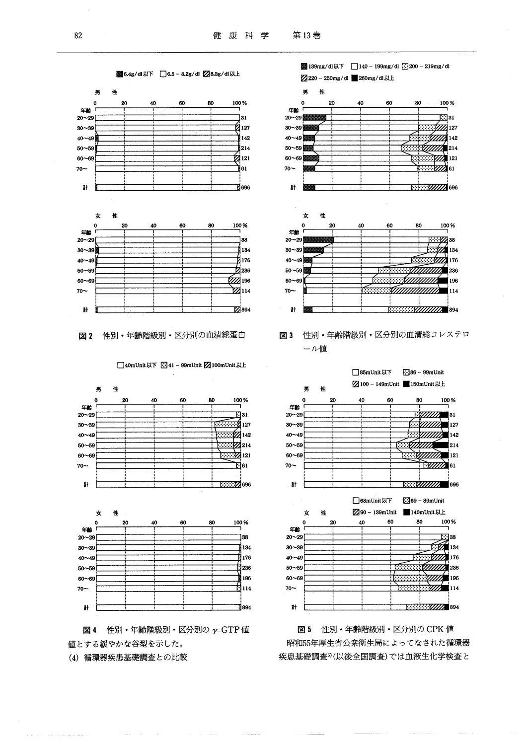■6.4g/dl以下 □6.5－8.2g/dl ▨8.3g/dl以上

男性

女性

図2　性別・年齢階級別・区分別の血清総蛋白

■139mg/dl以下 □140－199mg/dl ▦200－219mg/dl ▨220－250mg/dl ■260mg/dl以上

男性

女性

図3　性別・年齢階級別・区分別の血清総コレステロール値

□40mUnit以下 ▦41－99mUnit ▨100mUnit以上

男性

女性

図4　性別・年齢階級別・区分別の $\gamma$–GTP 値

□85mUnit以下 ▦86－99mUnit ▨100－149mUnit ■150mUnit以上

男性

□68mUnit以下 ▦69－89mUnit ▨90－139mUnit ■140mUnit以上

女性

図5　性別・年齢階級別・区分別の CPK 値

値とする緩やかな谷型を示した。

(4) 循環器疾患基礎調査との比較

昭和55年厚生省公衆衛生局によってなされた循環器疾患基礎調査[5]（以後全国調査）では血液生化学検査と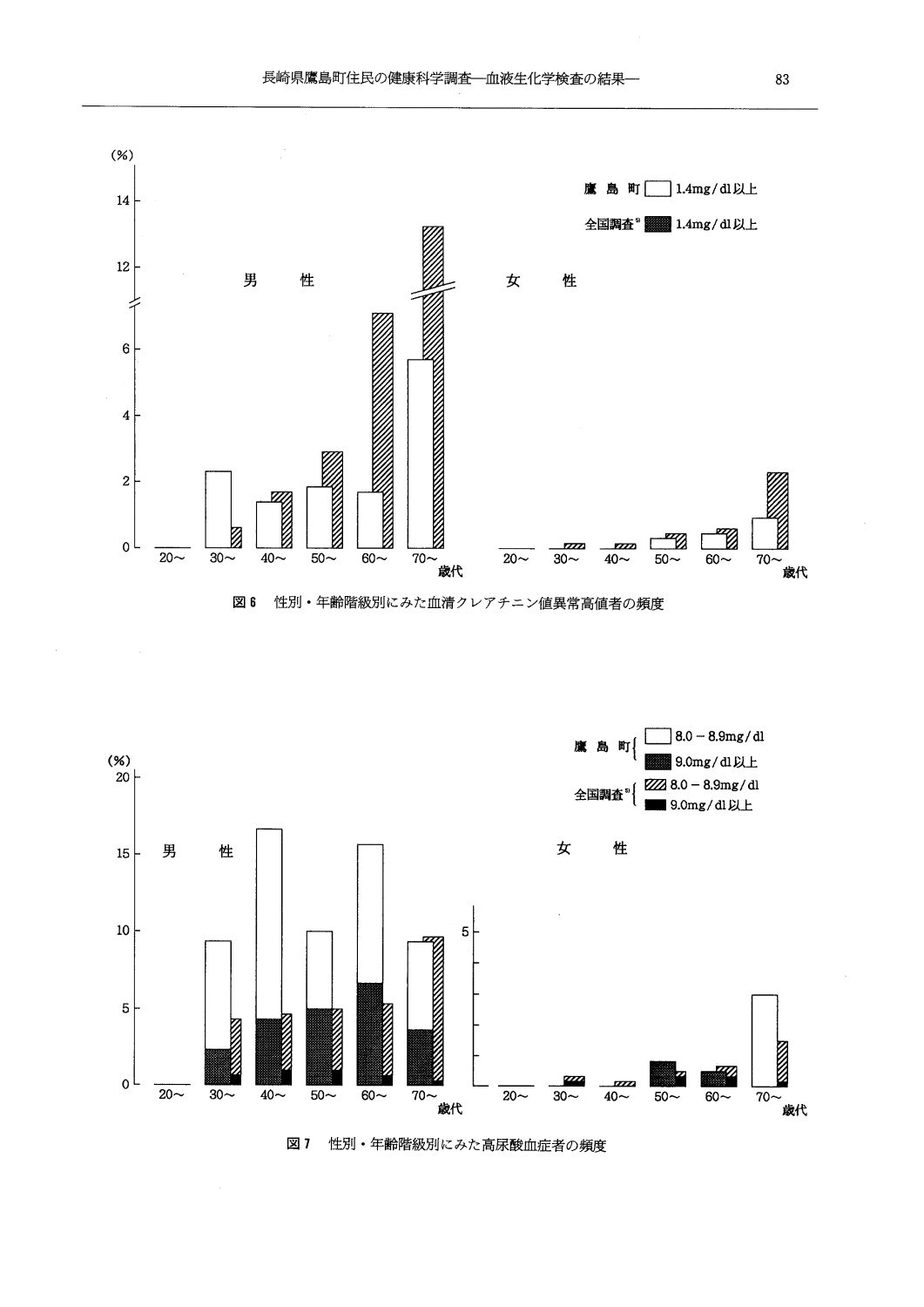図 6　性別・年齢階級別にみた血清クレアチニン値異常高値者の頻度

図 7　性別・年齢階級別にみた高尿酸血症者の頻度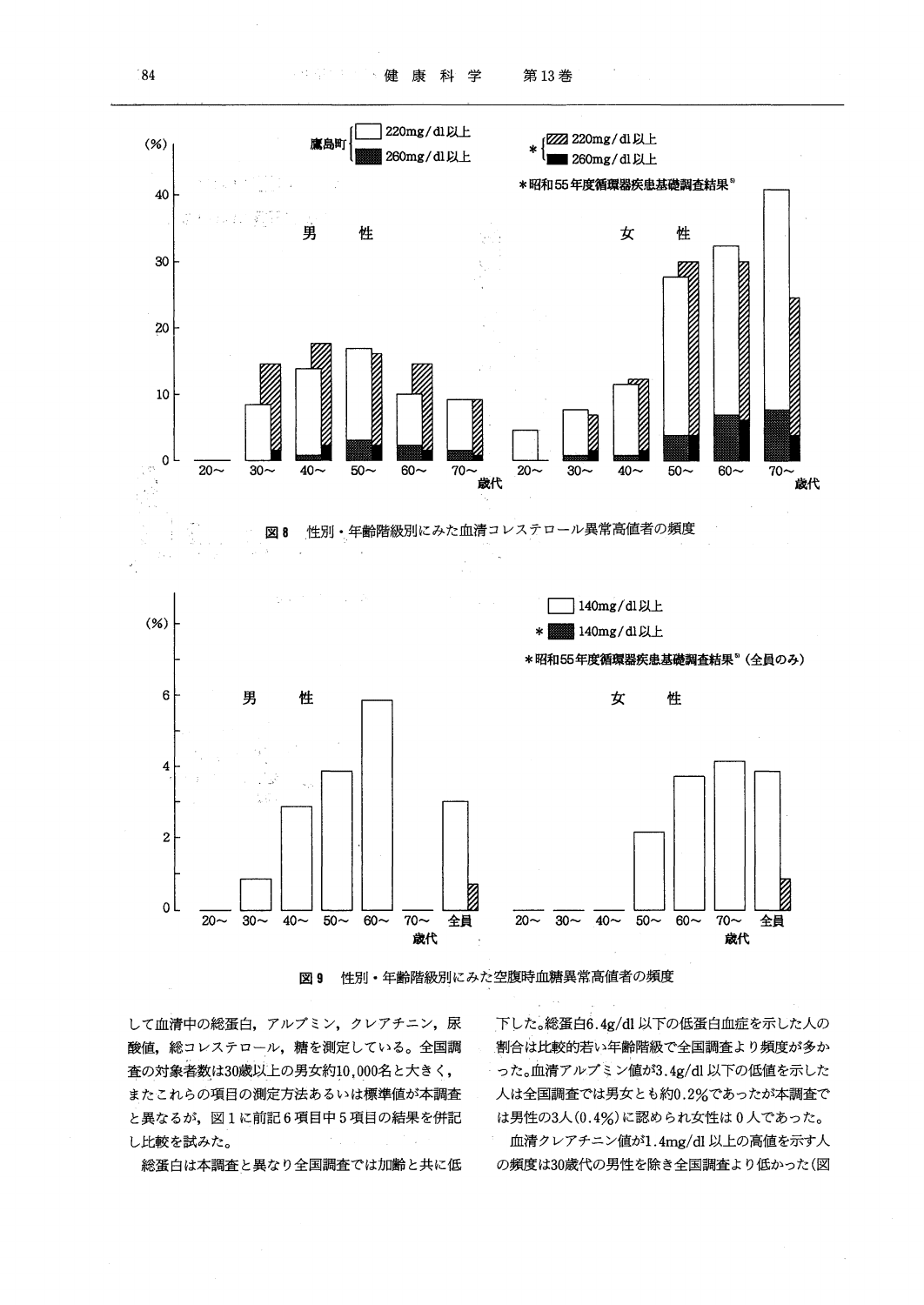図 8　性別・年齢階級別にみた血清コレステロール異常高値者の頻度

図 9　性別・年齢階級別にみた空腹時血糖異常高値者の頻度

して血清中の総蛋白，アルブミン，クレアチニン，尿酸値，総コレステロール，糖を測定している。全国調査の対象者数は30歳以上の男女約10,000名と大きく，またこれらの項目の測定方法あるいは標準値が本調査と異なるが，図1に前記6項目中5項目の結果を併記し比較を試みた。

総蛋白は本調査と異なり全国調査では加齢と共に低下した。総蛋白6.4g/dl 以下の低蛋白血症を示した人の割合は比較的若い年齢階級で全国調査より頻度が多かった。血清アルブミン値が3.4g/dl 以下の低値を示した人は全国調査では男女とも約0.2%であったが本調査では男性の3人（0.4%）に認められ女性は0人であった。

血清クレアチニン値が1.4mg/dl 以上の高値を示す人の頻度は30歳代の男性を除き全国調査より低かった（図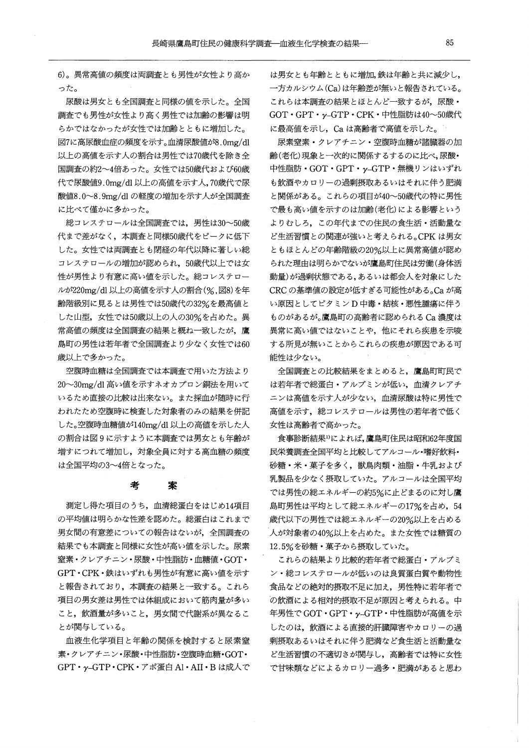6)。異常高値の頻度は両調査とも男性が女性より高かった。

尿酸は男女とも全国調査と同様の値を示した。全国調査でも男性が女性より高く男性では加齢の影響は明らかではなかったが女性では加齢とともに増加した。図7に高尿酸血症の頻度を示す。血清尿酸値が8.0mg/dl以上の高値を示す人の割合は男性では70歳代を除き全国調査の約2〜4倍あった。女性では50歳代および60歳代で尿酸値9.0mg/dl以上の高値を示す人,70歳代で尿酸値8.0〜8.9mg/dlの軽度の増加を示す人が全国調査に比べて僅かに多かった。

総コレステロールは全国調査では,男性は30〜50歳代まで差がなく,本調査と同様50歳代をピークに低下した。女性では両調査とも閉経の年代以降に著しい総コレステロールの増加が認められ,50歳代以上では女性が男性より有意に高い値を示した。総コレステロールが220mg/dl以上の高値を示す人の割合(%,図8)を年齢階級別に見るとは男性では50歳代の32%を最高値とした山型,女性では50歳以上の人の30%を占めた。異常高値の頻度は全国調査の結果と概ね一致したが,鷹島町の男性は若年者で全国調査より少なく女性では60歳以上で多かった。

空腹時血糖は全国調査では本調査で用いた方法より20〜30mg/dl高い値を示すネオカプロン銅法を用いているため直接の比較は出来ない。また採血が随時に行われたため空腹時に検査した対象者のみの結果を併記した。空腹時血糖値が140mg/dl以上の高値を示した人の割合は図9に示すように本調査では男女とも年齢が増すにつれて増加し,対象全員に対する高血糖の頻度は全国平均の3〜4倍となった。

## 考　案

測定し得た項目のうち,血清総蛋白をはじめ14項目の平均値は明らかな性差を認めた。総蛋白はこれまで男女間の有意差についての報告はないが,全国調査の結果でも本調査と同様に女性が高い値を示した。尿素窒素・クレアチニン・尿酸・中性脂肪・血糖値・GOT・GPT・CPK・鉄はいずれも男性が有意に高い値を示すと報告されており,本調査の結果と一致する。これら項目の男女差は男性では体組成において筋肉量が多いこと,飲酒量が多いこと,男女間で代謝系が異なることが関与している。

血液生化学項目と年齢の関係を検討すると尿素窒素・クレアチニン・尿酸・中性脂肪・空腹時血糖・GOT・GPT・γ-GTP・CPK・アポ蛋白AI・AII・Bは成人では男女とも年齢とともに増加,鉄は年齢と共に減少し,一方カルシウム(Ca)は年齢差が無いと報告されている。これらは本調査の結果とほとんど一致するが,尿酸・GOT・GPT・γ-GTP・CPK・中性脂肪は40〜50歳代に最高値を示し,Caは高齢者で高値を示した。

尿素窒素・クレアチニン・空腹時血糖が諸臓器の加齢(老化)現象と一次的に関係するするのに比べ,尿酸・中性脂肪・GOT・GPT・γ-GTP・無機リンはいずれも飲酒やカロリーの過剰摂取あるいはそれに伴う肥満と関係がある。これらの項目が40〜50歳代の特に男性で最も高い値を示すのは加齢(老化)による影響というよりむしろ,この年代までの住民の食生活・活動量など生活習慣との関連が強いと考えられる。CPKは男女ともほとんどの年齢階級の20%以上に異常高値が認められた理由は明らかでないが鷹島町住民は労働(身体活動量)が過剰状態である,あるいは都会人を対象にしたCRCの基準値の設定が低すぎる可能性がある。Caが高い原因としてビタミンD中毒・結核・悪性腫瘍に伴うものがあるが,鷹島町の高齢者に認められるCa濃度は異常に高い値ではないことや,他にそれら疾患を示唆する所見が無いことからこれらの疾患が原因である可能性は少ない。

全国調査との比較結果をまとめると,鷹島町町民では若年者で総蛋白・アルブミンが低い,血清クレアチニンは高値を示す人が少ない,血清尿酸は特に男性で高値を示す,総コレステロールは男性の若年者で低く女性は高齢者で高かった。

食事診断結果[1]によれば,鷹島町住民は昭和62年度国民栄養調査全国平均と比較してアルコール・嗜好飲料・砂糖・米・菓子を多く,獣鳥肉類・油脂・牛乳および乳製品を少なく摂取していた。アルコールは全国平均では男性の総エネルギーの約5%に止どまるのに対し鷹島町男性は平均として総エネルギーの17%を占め,54歳代以下の男性では総エネルギーの20%以上を占める人が対象者の40%以上を占めた。また女性では糖質の12.5%を砂糖・菓子から摂取していた。

これらの結果より比較的若年者で総蛋白・アルブミン・総コレステロールが低いのは良質蛋白質や動物性食品などの絶対的摂取不足に加え,男性特に若年者での飲酒による相対的摂取不足が原因と考えられる。中年男性でGOT・GPT・γ-GTP・中性脂肪が高値を示したのは,飲酒による直接的肝臓障害やカロリーの過剰摂取あるいはそれに伴う肥満など食生活と活動量など生活習慣の不適切さが関与し,高齢者では特に女性で甘味類などによるカロリー過多・肥満があると思わ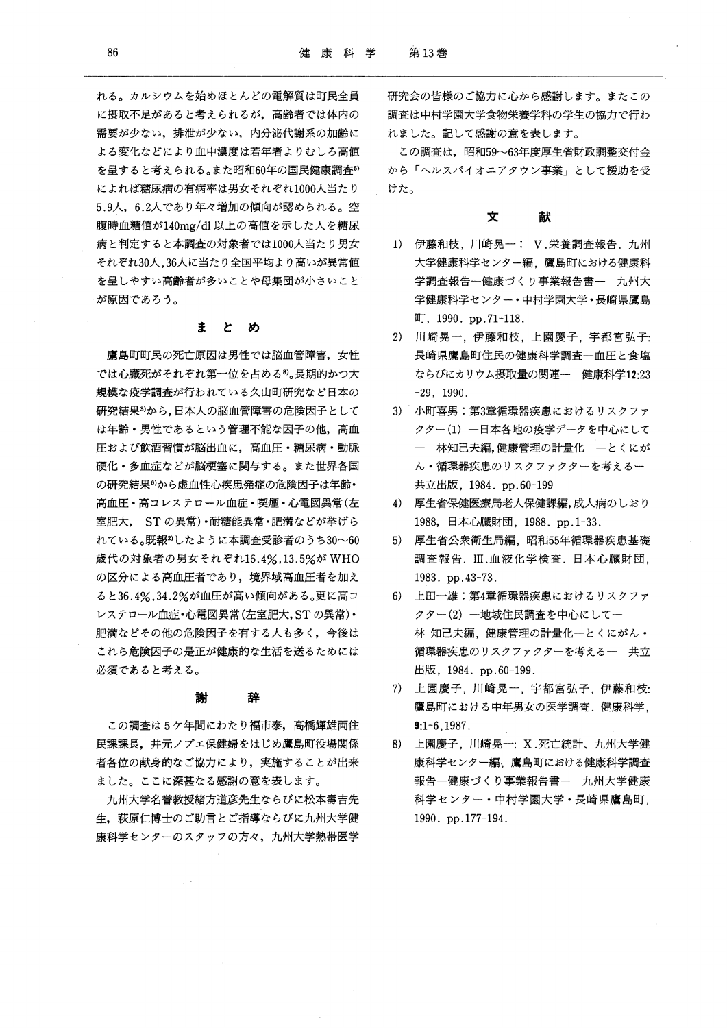れる。カルシウムを始めほとんどの電解質は町民全員に摂取不足があると考えられるが，高齢者では体内の需要が少ない，排泄が少ない，内分泌代謝系の加齢による変化などにより血中濃度は若年者よりむしろ高値を呈すると考えられる。また昭和60年の国民健康調査[5]によれば糖尿病の有病率は男女それぞれ1000人当たり5.9人，6.2人であり年々増加の傾向が認められる。空腹時血糖値が140mg/dl以上の高値を示した人を糖尿病と判定すると本調査の対象者では1000人当たり男女それぞれ30人，36人に当たり全国平均より高いが異常値を呈しやすい高齢者が多いことや母集団が小さいことが原因であろう。

## まとめ

鷹島町町民の死亡原因は男性では脳血管障害，女性では心臓死がそれぞれ第一位を占める[8]。長期的かつ大規模な疫学調査が行われている久山町研究など日本の研究結果[3]から，日本人の脳血管障害の危険因子としては年齢・男性であるという管理不能な因子の他，高血圧および飲酒習慣が脳出血に，高血圧・糖尿病・動脈硬化・多血症などが脳梗塞に関与する。また世界各国の研究結果[6]から虚血性心疾患発症の危険因子は年齢・高血圧・高コレステロール血症・喫煙・心電図異常（左室肥大，STの異常）・耐糖能異常・肥満などが挙げられている。既報[2]したように本調査受診者のうち30～60歳代の対象者の男女それぞれ16.4%，13.5%がWHOの区分による高血圧者であり，境界域高血圧者を加えると36.4%，34.2%が血圧が高い傾向がある。更に高コレステロール血症・心電図異常（左室肥大，STの異常）・肥満などその他の危険因子を有する人も多く，今後はこれら危険因子の是正が健康的な生活を送るためには必須であると考える。

## 謝　辞

この調査は5ケ年間にわたり福市泰，高橋輝雄両住民課課長，井元ノブエ保健婦をはじめ鷹島町役場関係者各位の献身的なご協力により，実施することが出来ました。ここに深甚なる感謝の意を表します。

九州大学名誉教授緒方道彦先生ならびに松本壽吉先生，萩原仁博士のご助言とご指導ならびに九州大学健康科学センターのスタッフの方々，九州大学熱帯医学研究会の皆様のご協力に心から感謝します。またこの調査は中村学園大学食物栄養学科の学生の協力で行われました。記して感謝の意を表します。

この調査は，昭和59～63年度厚生省財政調整交付金から「ヘルスパイオニアタウン事業」として援助を受けた。

## 文　献

1) 伊藤和枝，川崎晃一： V．栄養調査報告．九州大学健康科学センター編，鷹島町における健康科学調査報告書―健康づくり事業報告書― 九州大学健康科学センター・中村学園大学・長崎県鷹島町，1990．pp.71-118．
2) 川崎晃一，伊藤和枝，上園慶子，宇都宮弘子：長崎県鷹島町住民の健康科学調査―血圧と食塩ならびにカリウム摂取量の関連― 健康科学**12**:23-29，1990．
3) 小町喜男：第3章循環器疾患におけるリスクファクター(1) ―日本各地の疫学データを中心にして― 林知己夫編，健康管理の計量化 ―とくにがん・循環器疾患のリスクファクターを考える― 共立出版，1984．pp.60-199
4) 厚生省保健医療局老人保健課編，成人病のしおり1988，日本心臓財団，1988．pp.1-33．
5) 厚生省公衆衛生局編，昭和55年循環器疾患基礎調査報告．III．血液化学検査．日本心臓財団，1983．pp.43-73．
6) 上田一雄：第4章循環器疾患におけるリスクファクター(2) ―地域住民調査を中心にして― 林 知己夫編，健康管理の計量化―とくにがん・循環器疾患のリスクファクターを考える― 共立出版，1984．pp.60-199．
7) 上園慶子，川崎晃一，宇都宮弘子，伊藤和枝：鷹島町における中年男女の医学調査．健康科学，**9**:1-6，1987．
8) 上園慶子，川崎晃一：X．死亡統計、九州大学健康科学センター編，鷹島町における健康科学調査報告―健康づくり事業報告書― 九州大学健康科学センター・中村学園大学・長崎県鷹島町，1990．pp.177-194．